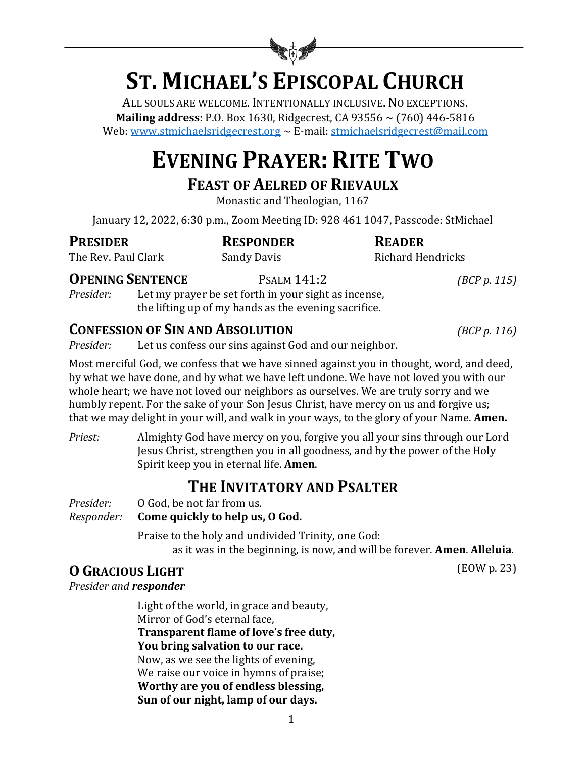# ST. MICHAEL'S EPISCOPAL CHURCH

ALL SOULS ARE WELCOME. INTENTIONALLY INCLUSIVE. NO EXCEPTIONS.
**Mailing address**: P.O. Box 1630, Ridgecrest, CA 93556 ~ (760) 446-5816
Web: www.stmichaelsridgecrest.org ~ E-mail: stmichaelsridgecrest@mail.com

# EVENING PRAYER: RITE TWO

## FEAST OF AELRED OF RIEVAULX

Monastic and Theologian, 1167

January 12, 2022, 6:30 p.m., Zoom Meeting ID: 928 461 1047, Passcode: StMichael

| **PRESIDER** | **RESPONDER** | **READER** |
|---|---|---|
| The Rev. Paul Clark | Sandy Davis | Richard Hendricks |

### OPENING SENTENCE — PSALM 141:2 *(BCP p. 115)*

*Presider:* Let my prayer be set forth in your sight as incense,
the lifting up of my hands as the evening sacrifice.

### CONFESSION OF SIN AND ABSOLUTION *(BCP p. 116)*

*Presider:* Let us confess our sins against God and our neighbor.

Most merciful God, we confess that we have sinned against you in thought, word, and deed, by what we have done, and by what we have left undone. We have not loved you with our whole heart; we have not loved our neighbors as ourselves. We are truly sorry and we humbly repent. For the sake of your Son Jesus Christ, have mercy on us and forgive us; that we may delight in your will, and walk in your ways, to the glory of your Name. **Amen.**

*Priest:* Almighty God have mercy on you, forgive you all your sins through our Lord Jesus Christ, strengthen you in all goodness, and by the power of the Holy Spirit keep you in eternal life. **Amen**.

## THE INVITATORY AND PSALTER

*Presider:* O God, be not far from us.
*Responder:* **Come quickly to help us, O God.**

Praise to the holy and undivided Trinity, one God:
as it was in the beginning, is now, and will be forever. **Amen**. **Alleluia**.

### O GRACIOUS LIGHT (EOW p. 23)

*Presider and* ***responder***

Light of the world, in grace and beauty,
Mirror of God's eternal face,
**Transparent flame of love's free duty,**
**You bring salvation to our race.**
Now, as we see the lights of evening,
We raise our voice in hymns of praise;
**Worthy are you of endless blessing,**
**Sun of our night, lamp of our days.**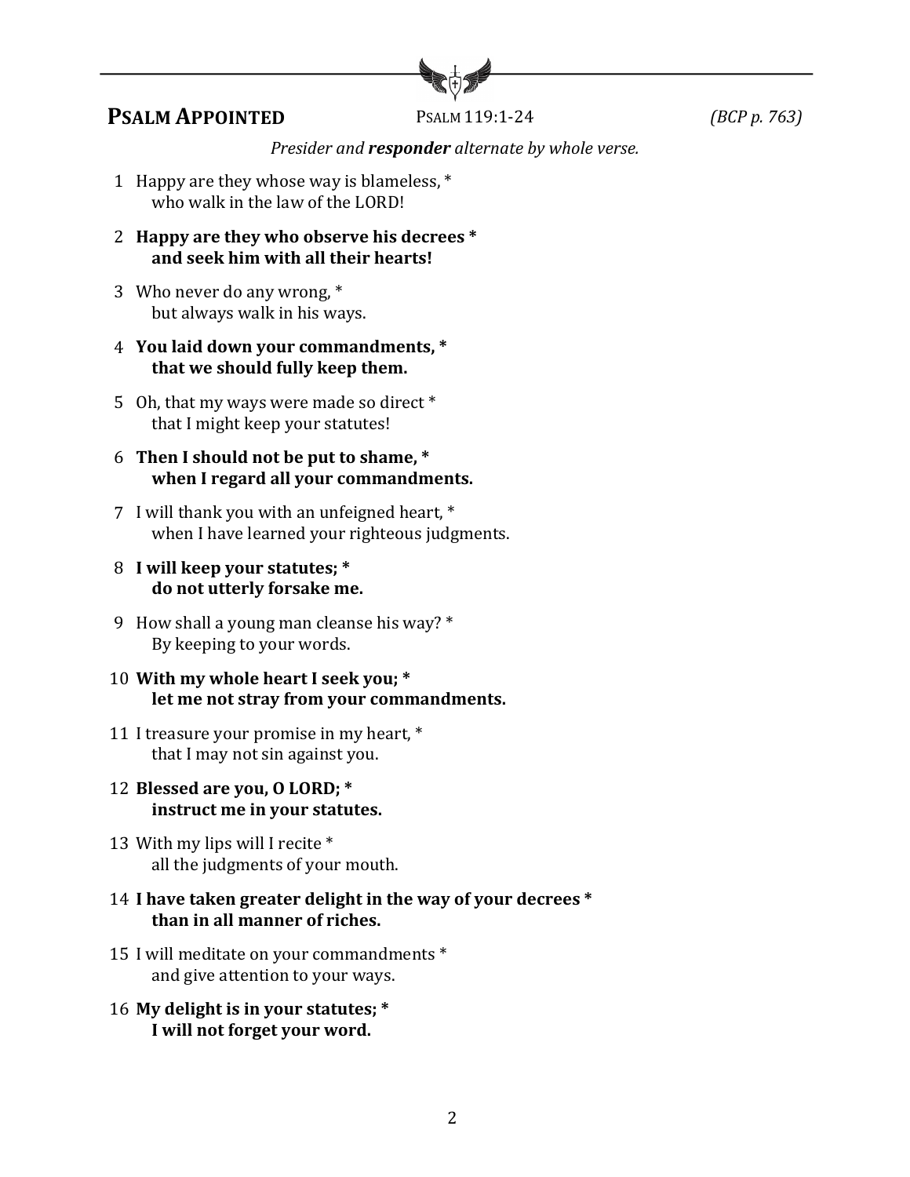## PSALM APPOINTED

PSALM 119:1-24 *(BCP p. 763)*

*Presider and **responder** alternate by whole verse.*

1 Happy are they whose way is blameless, *
  who walk in the law of the LORD!

2 **Happy are they who observe his decrees *
  and seek him with all their hearts!**

3 Who never do any wrong, *
  but always walk in his ways.

4 **You laid down your commandments, *
  that we should fully keep them.**

5 Oh, that my ways were made so direct *
  that I might keep your statutes!

6 **Then I should not be put to shame, *
  when I regard all your commandments.**

7 I will thank you with an unfeigned heart, *
  when I have learned your righteous judgments.

8 **I will keep your statutes; *
  do not utterly forsake me.**

9 How shall a young man cleanse his way? *
  By keeping to your words.

10 **With my whole heart I seek you; *
  let me not stray from your commandments.**

11 I treasure your promise in my heart, *
  that I may not sin against you.

12 **Blessed are you, O LORD; *
  instruct me in your statutes.**

13 With my lips will I recite *
  all the judgments of your mouth.

14 **I have taken greater delight in the way of your decrees *
  than in all manner of riches.**

15 I will meditate on your commandments *
  and give attention to your ways.

16 **My delight is in your statutes; *
  I will not forget your word.**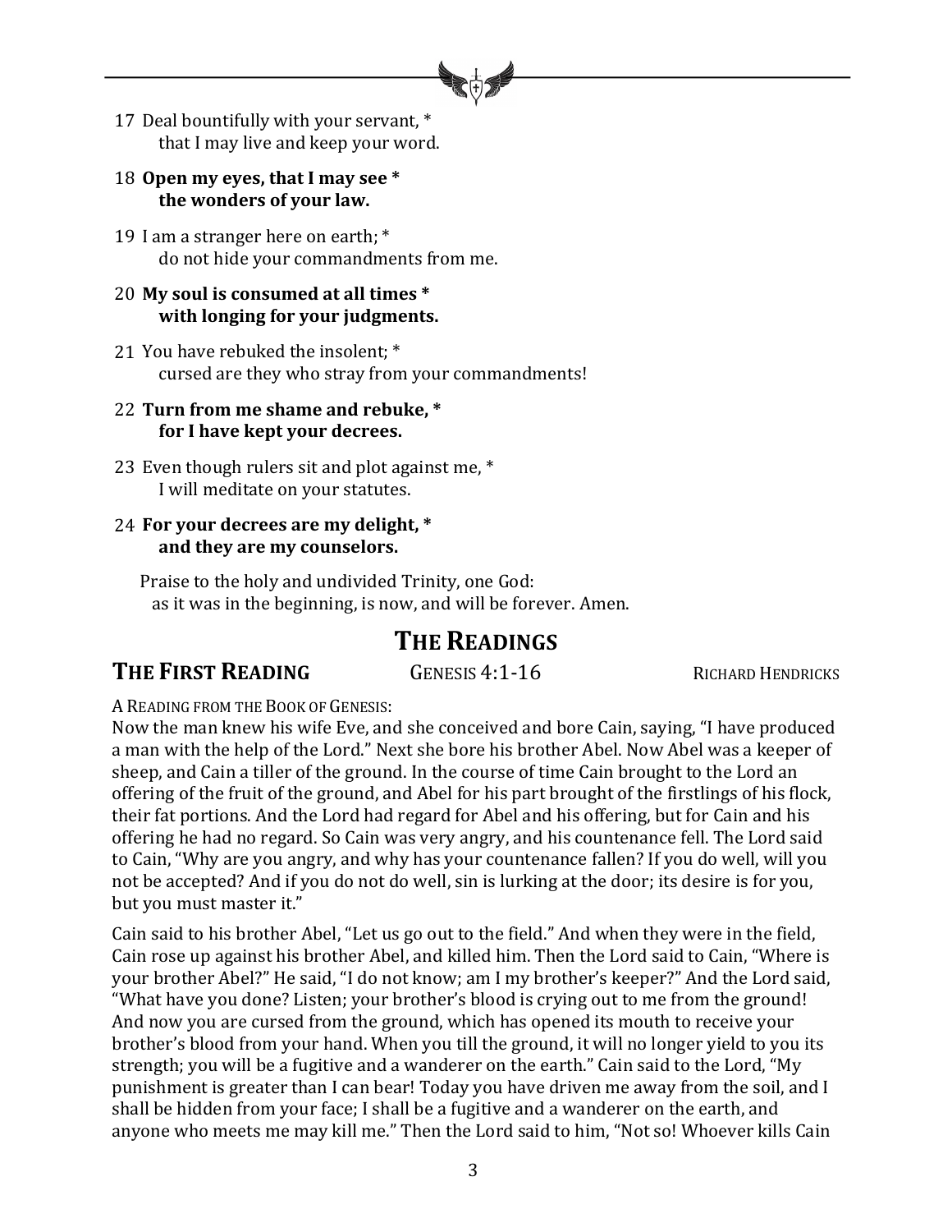17 Deal bountifully with your servant, *
  that I may live and keep your word.

**18 Open my eyes, that I may see ***
  **the wonders of your law.**

19 I am a stranger here on earth; *
  do not hide your commandments from me.

**20 My soul is consumed at all times ***
  **with longing for your judgments.**

21 You have rebuked the insolent; *
  cursed are they who stray from your commandments!

**22 Turn from me shame and rebuke, ***
  **for I have kept your decrees.**

23 Even though rulers sit and plot against me, *
  I will meditate on your statutes.

**24 For your decrees are my delight, ***
  **and they are my counselors.**

Praise to the holy and undivided Trinity, one God:
 as it was in the beginning, is now, and will be forever. Amen.

# The Readings

## The First Reading — Genesis 4:1-16 — Richard Hendricks

A Reading from the Book of Genesis:
Now the man knew his wife Eve, and she conceived and bore Cain, saying, "I have produced a man with the help of the Lord." Next she bore his brother Abel. Now Abel was a keeper of sheep, and Cain a tiller of the ground. In the course of time Cain brought to the Lord an offering of the fruit of the ground, and Abel for his part brought of the firstlings of his flock, their fat portions. And the Lord had regard for Abel and his offering, but for Cain and his offering he had no regard. So Cain was very angry, and his countenance fell. The Lord said to Cain, "Why are you angry, and why has your countenance fallen? If you do well, will you not be accepted? And if you do not do well, sin is lurking at the door; its desire is for you, but you must master it."

Cain said to his brother Abel, "Let us go out to the field." And when they were in the field, Cain rose up against his brother Abel, and killed him. Then the Lord said to Cain, "Where is your brother Abel?" He said, "I do not know; am I my brother's keeper?" And the Lord said, "What have you done? Listen; your brother's blood is crying out to me from the ground! And now you are cursed from the ground, which has opened its mouth to receive your brother's blood from your hand. When you till the ground, it will no longer yield to you its strength; you will be a fugitive and a wanderer on the earth." Cain said to the Lord, "My punishment is greater than I can bear! Today you have driven me away from the soil, and I shall be hidden from your face; I shall be a fugitive and a wanderer on the earth, and anyone who meets me may kill me." Then the Lord said to him, "Not so! Whoever kills Cain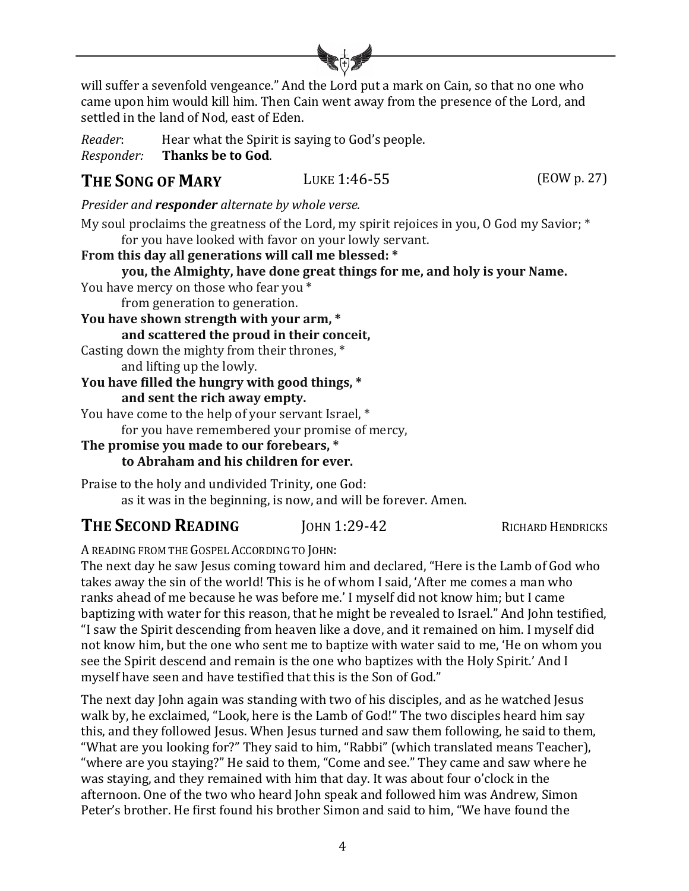will suffer a sevenfold vengeance." And the Lord put a mark on Cain, so that no one who came upon him would kill him. Then Cain went away from the presence of the Lord, and settled in the land of Nod, east of Eden.

*Reader*: Hear what the Spirit is saying to God's people.
*Responder:* **Thanks be to God**.

## THE SONG OF MARY — LUKE 1:46-55 — (EOW p. 27)

*Presider and **responder** alternate by whole verse.*

My soul proclaims the greatness of the Lord, my spirit rejoices in you, O God my Savior; *
  for you have looked with favor on your lowly servant.
**From this day all generations will call me blessed: ***
  **you, the Almighty, have done great things for me, and holy is your Name.**
You have mercy on those who fear you *
  from generation to generation.
**You have shown strength with your arm, ***
  **and scattered the proud in their conceit,**
Casting down the mighty from their thrones, *
  and lifting up the lowly.
**You have filled the hungry with good things, ***
  **and sent the rich away empty.**
You have come to the help of your servant Israel, *
  for you have remembered your promise of mercy,
**The promise you made to our forebears, ***
  **to Abraham and his children for ever.**

Praise to the holy and undivided Trinity, one God:
  as it was in the beginning, is now, and will be forever. Amen.

## THE SECOND READING — JOHN 1:29-42 — RICHARD HENDRICKS

A READING FROM THE GOSPEL ACCORDING TO JOHN:
The next day he saw Jesus coming toward him and declared, "Here is the Lamb of God who takes away the sin of the world! This is he of whom I said, 'After me comes a man who ranks ahead of me because he was before me.' I myself did not know him; but I came baptizing with water for this reason, that he might be revealed to Israel." And John testified, "I saw the Spirit descending from heaven like a dove, and it remained on him. I myself did not know him, but the one who sent me to baptize with water said to me, 'He on whom you see the Spirit descend and remain is the one who baptizes with the Holy Spirit.' And I myself have seen and have testified that this is the Son of God."

The next day John again was standing with two of his disciples, and as he watched Jesus walk by, he exclaimed, "Look, here is the Lamb of God!" The two disciples heard him say this, and they followed Jesus. When Jesus turned and saw them following, he said to them, "What are you looking for?" They said to him, "Rabbi" (which translated means Teacher), "where are you staying?" He said to them, "Come and see." They came and saw where he was staying, and they remained with him that day. It was about four o'clock in the afternoon. One of the two who heard John speak and followed him was Andrew, Simon Peter's brother. He first found his brother Simon and said to him, "We have found the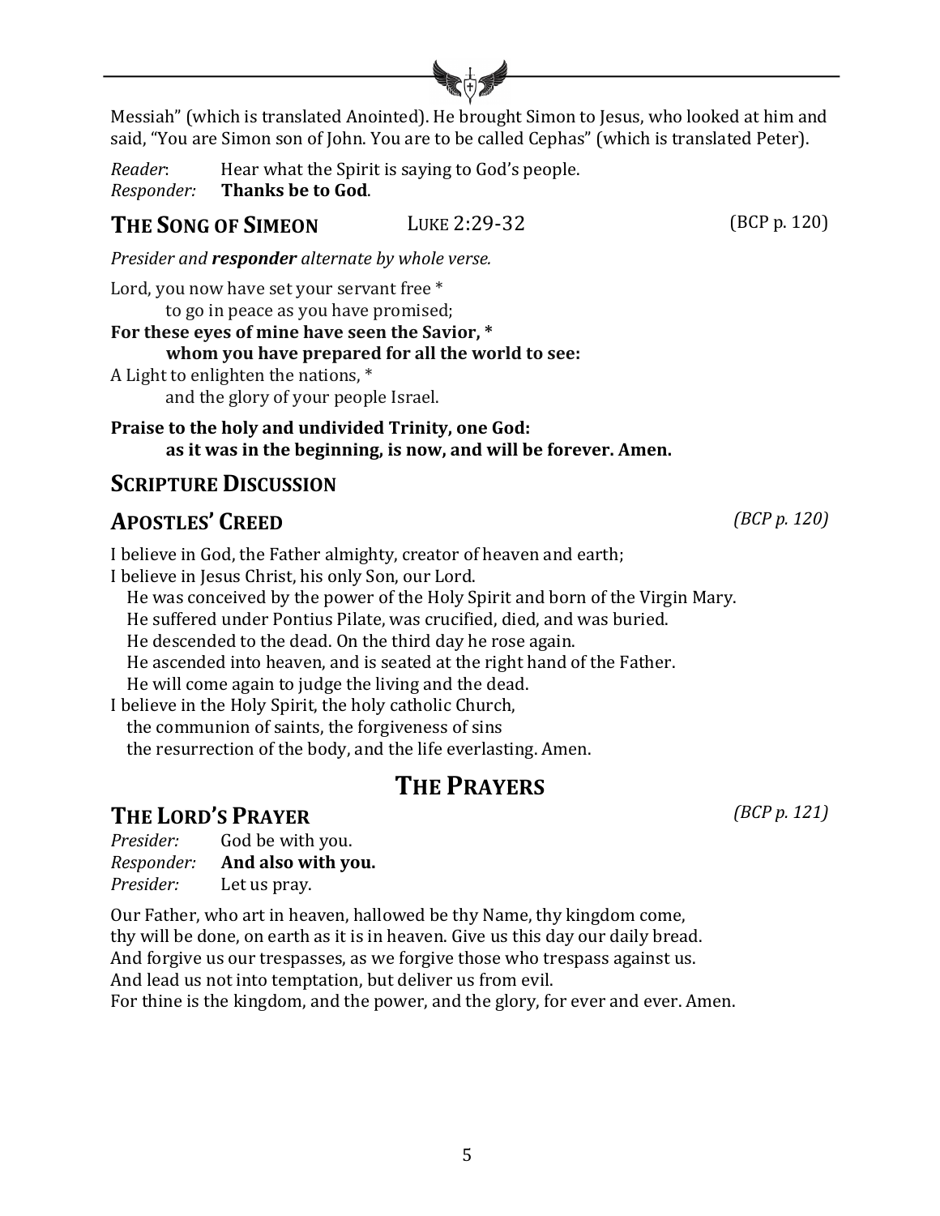Messiah" (which is translated Anointed). He brought Simon to Jesus, who looked at him and said, "You are Simon son of John. You are to be called Cephas" (which is translated Peter).

*Reader*: Hear what the Spirit is saying to God's people.
*Responder:* **Thanks be to God**.

## The Song of Simeon    Luke 2:29-32    (BCP p. 120)

*Presider and* ***responder*** *alternate by whole verse.*

Lord, you now have set your servant free *
    to go in peace as you have promised;
**For these eyes of mine have seen the Savior, ***
    **whom you have prepared for all the world to see:**
A Light to enlighten the nations, *
    and the glory of your people Israel.

**Praise to the holy and undivided Trinity, one God:**
    **as it was in the beginning, is now, and will be forever. Amen.**

## Scripture Discussion

## Apostles' Creed    *(BCP p. 120)*

I believe in God, the Father almighty, creator of heaven and earth;
I believe in Jesus Christ, his only Son, our Lord.
    He was conceived by the power of the Holy Spirit and born of the Virgin Mary.
    He suffered under Pontius Pilate, was crucified, died, and was buried.
    He descended to the dead. On the third day he rose again.
    He ascended into heaven, and is seated at the right hand of the Father.
    He will come again to judge the living and the dead.
I believe in the Holy Spirit, the holy catholic Church,
    the communion of saints, the forgiveness of sins
    the resurrection of the body, and the life everlasting. Amen.

# The Prayers

## The Lord's Prayer    *(BCP p. 121)*

*Presider:* God be with you.
*Responder:* **And also with you.**
*Presider:* Let us pray.

Our Father, who art in heaven, hallowed be thy Name, thy kingdom come,
thy will be done, on earth as it is in heaven. Give us this day our daily bread.
And forgive us our trespasses, as we forgive those who trespass against us.
And lead us not into temptation, but deliver us from evil.
For thine is the kingdom, and the power, and the glory, for ever and ever. Amen.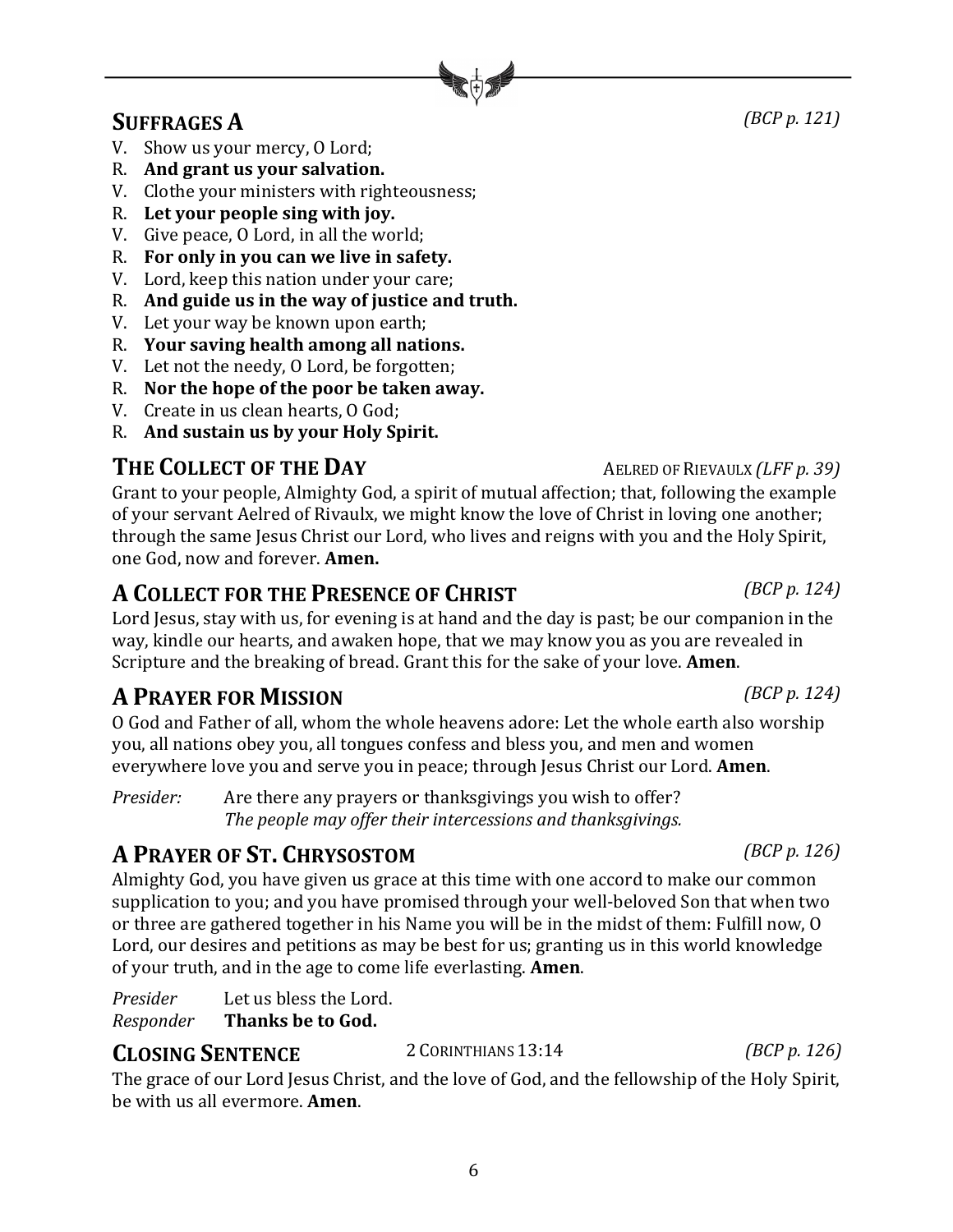## SUFFRAGES A *(BCP p. 121)*

V. Show us your mercy, O Lord;
R. **And grant us your salvation.**
V. Clothe your ministers with righteousness;
R. **Let your people sing with joy.**
V. Give peace, O Lord, in all the world;
R. **For only in you can we live in safety.**
V. Lord, keep this nation under your care;
R. **And guide us in the way of justice and truth.**
V. Let your way be known upon earth;
R. **Your saving health among all nations.**
V. Let not the needy, O Lord, be forgotten;
R. **Nor the hope of the poor be taken away.**
V. Create in us clean hearts, O God;
R. **And sustain us by your Holy Spirit.**

## THE COLLECT OF THE DAY — AELRED OF RIEVAULX *(LFF p. 39)*

Grant to your people, Almighty God, a spirit of mutual affection; that, following the example of your servant Aelred of Rivaulx, we might know the love of Christ in loving one another; through the same Jesus Christ our Lord, who lives and reigns with you and the Holy Spirit, one God, now and forever. **Amen.**

## A COLLECT FOR THE PRESENCE OF CHRIST *(BCP p. 124)*

Lord Jesus, stay with us, for evening is at hand and the day is past; be our companion in the way, kindle our hearts, and awaken hope, that we may know you as you are revealed in Scripture and the breaking of bread. Grant this for the sake of your love. **Amen**.

## A PRAYER FOR MISSION *(BCP p. 124)*

O God and Father of all, whom the whole heavens adore: Let the whole earth also worship you, all nations obey you, all tongues confess and bless you, and men and women everywhere love you and serve you in peace; through Jesus Christ our Lord. **Amen**.

*Presider:* Are there any prayers or thanksgivings you wish to offer?
*The people may offer their intercessions and thanksgivings.*

## A PRAYER OF ST. CHRYSOSTOM *(BCP p. 126)*

Almighty God, you have given us grace at this time with one accord to make our common supplication to you; and you have promised through your well-beloved Son that when two or three are gathered together in his Name you will be in the midst of them: Fulfill now, O Lord, our desires and petitions as may be best for us; granting us in this world knowledge of your truth, and in the age to come life everlasting. **Amen**.

*Presider* Let us bless the Lord.
*Responder* **Thanks be to God.**

## CLOSING SENTENCE — 2 CORINTHIANS 13:14 *(BCP p. 126)*

The grace of our Lord Jesus Christ, and the love of God, and the fellowship of the Holy Spirit, be with us all evermore. **Amen**.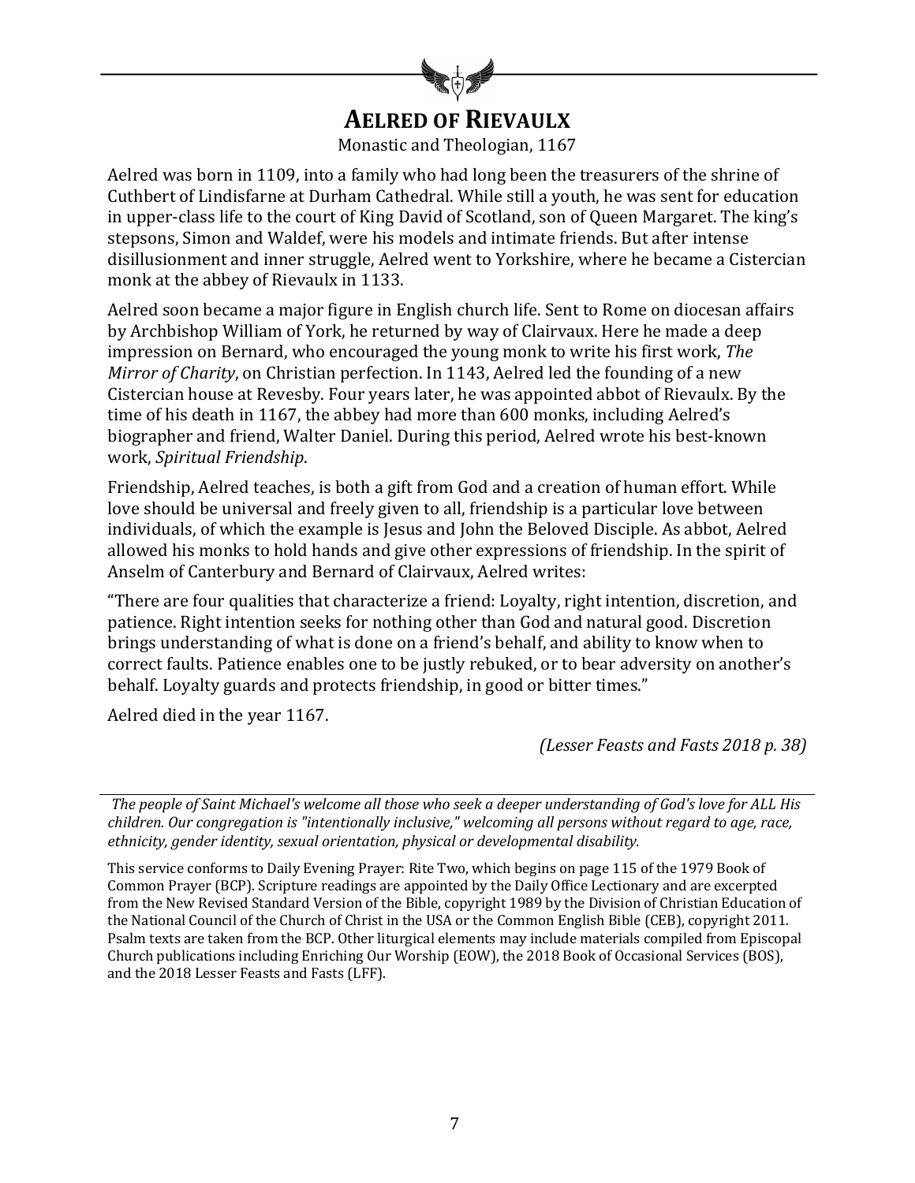# AELRED OF RIEVAULX

Monastic and Theologian, 1167

Aelred was born in 1109, into a family who had long been the treasurers of the shrine of Cuthbert of Lindisfarne at Durham Cathedral. While still a youth, he was sent for education in upper-class life to the court of King David of Scotland, son of Queen Margaret. The king's stepsons, Simon and Waldef, were his models and intimate friends. But after intense disillusionment and inner struggle, Aelred went to Yorkshire, where he became a Cistercian monk at the abbey of Rievaulx in 1133.

Aelred soon became a major figure in English church life. Sent to Rome on diocesan affairs by Archbishop William of York, he returned by way of Clairvaux. Here he made a deep impression on Bernard, who encouraged the young monk to write his first work, *The Mirror of Charity*, on Christian perfection. In 1143, Aelred led the founding of a new Cistercian house at Revesby. Four years later, he was appointed abbot of Rievaulx. By the time of his death in 1167, the abbey had more than 600 monks, including Aelred's biographer and friend, Walter Daniel. During this period, Aelred wrote his best-known work, *Spiritual Friendship*.

Friendship, Aelred teaches, is both a gift from God and a creation of human effort. While love should be universal and freely given to all, friendship is a particular love between individuals, of which the example is Jesus and John the Beloved Disciple. As abbot, Aelred allowed his monks to hold hands and give other expressions of friendship. In the spirit of Anselm of Canterbury and Bernard of Clairvaux, Aelred writes:

"There are four qualities that characterize a friend: Loyalty, right intention, discretion, and patience. Right intention seeks for nothing other than God and natural good. Discretion brings understanding of what is done on a friend's behalf, and ability to know when to correct faults. Patience enables one to be justly rebuked, or to bear adversity on another's behalf. Loyalty guards and protects friendship, in good or bitter times."

Aelred died in the year 1167.

*(Lesser Feasts and Fasts 2018 p. 38)*

---

*The people of Saint Michael's welcome all those who seek a deeper understanding of God's love for ALL His children. Our congregation is "intentionally inclusive," welcoming all persons without regard to age, race, ethnicity, gender identity, sexual orientation, physical or developmental disability.*

This service conforms to Daily Evening Prayer: Rite Two, which begins on page 115 of the 1979 Book of Common Prayer (BCP). Scripture readings are appointed by the Daily Office Lectionary and are excerpted from the New Revised Standard Version of the Bible, copyright 1989 by the Division of Christian Education of the National Council of the Church of Christ in the USA or the Common English Bible (CEB), copyright 2011. Psalm texts are taken from the BCP. Other liturgical elements may include materials compiled from Episcopal Church publications including Enriching Our Worship (EOW), the 2018 Book of Occasional Services (BOS), and the 2018 Lesser Feasts and Fasts (LFF).